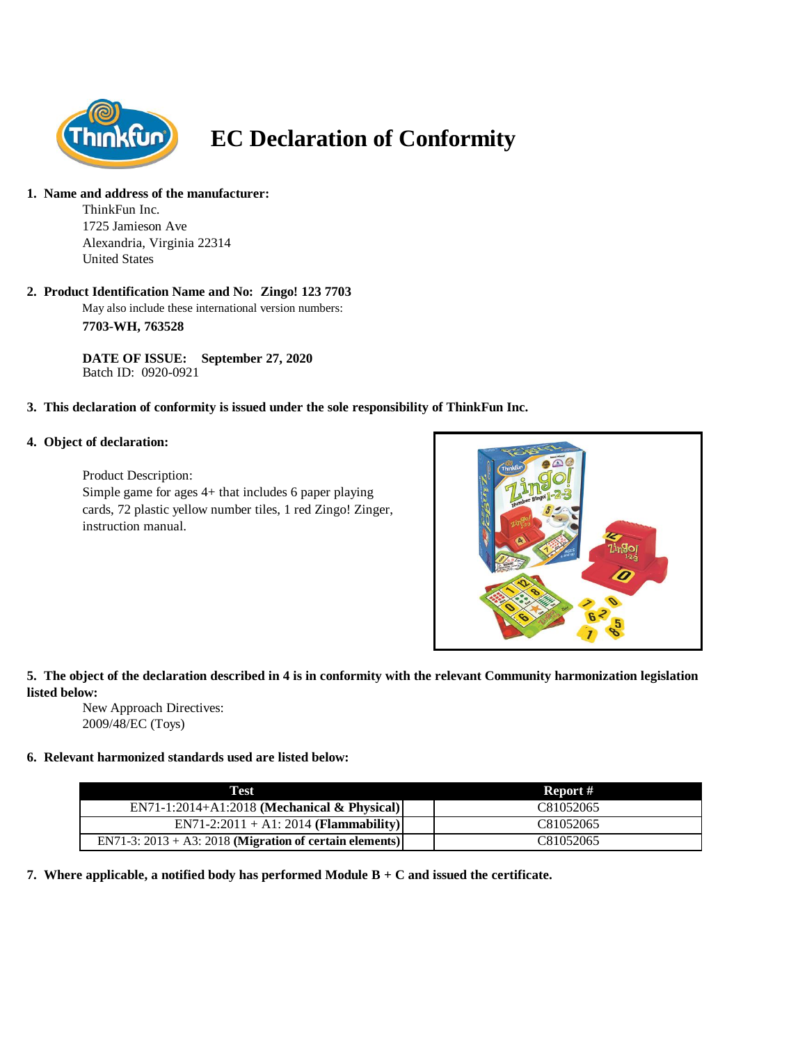# EC Declaration of Conformity

1. **Name and address of the manufacturer:**

   ThinkFun Inc.
   1725 Jamieson Ave
   Alexandria, Virginia 22314
   United States

2. **Product Identification Name and No: Zingo! 123 7703**

   May also include these international version numbers:

   **7703-WH, 763528**

   **DATE OF ISSUE: September 27, 2020**
   Batch ID: 0920-0921

3. **This declaration of conformity is issued under the sole responsibility of ThinkFun Inc.**

4. **Object of declaration:**

   Product Description:
   Simple game for ages 4+ that includes 6 paper playing cards, 72 plastic yellow number tiles, 1 red Zingo! Zinger, instruction manual.

5. **The object of the declaration described in 4 is in conformity with the relevant Community harmonization legislation listed below:**

   New Approach Directives:
   2009/48/EC (Toys)

6. **Relevant harmonized standards used are listed below:**

| Test | Report # |
| --- | --- |
| EN71-1:2014+A1:2018 **(Mechanical & Physical)** | C81052065 |
| EN71-2:2011 + A1: 2014 **(Flammability)** | C81052065 |
| EN71-3: 2013 + A3: 2018 **(Migration of certain elements)** | C81052065 |

7. **Where applicable, a notified body has performed Module B + C and issued the certificate.**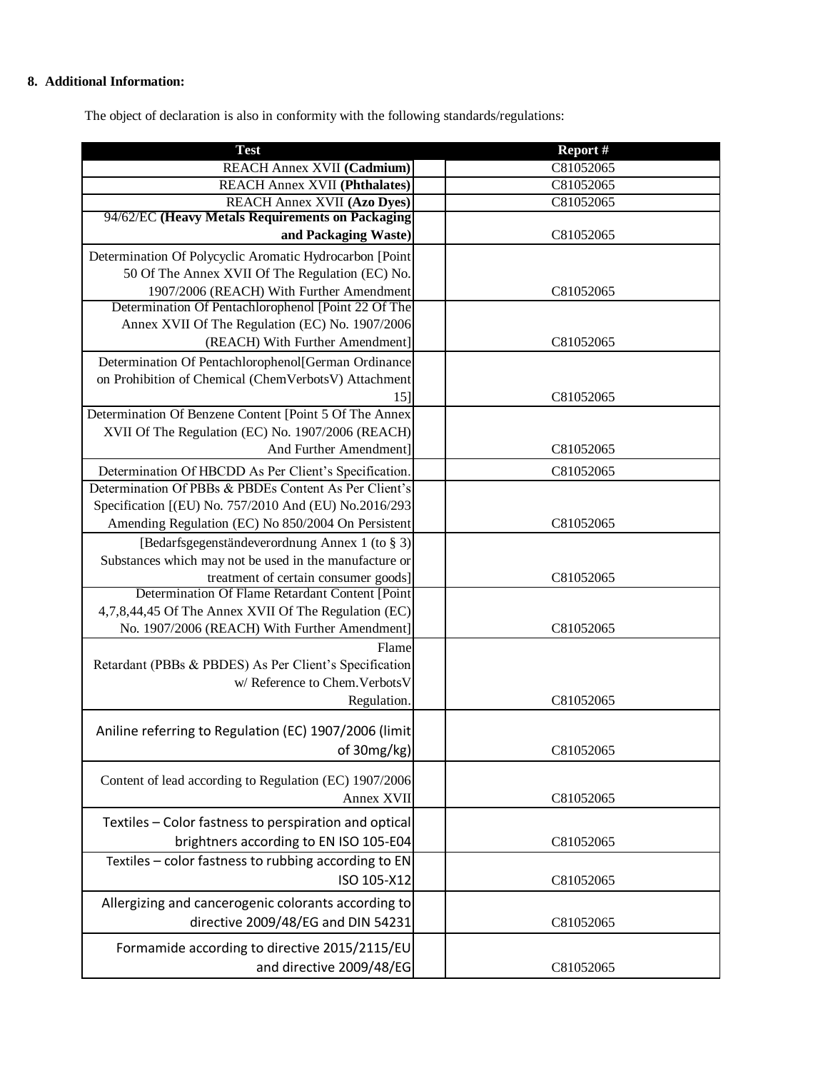**8. Additional Information:**

The object of declaration is also in conformity with the following standards/regulations:

| Test | Report # |
|---|---|
| REACH Annex XVII **(Cadmium)** | C81052065 |
| REACH Annex XVII **(Phthalates)** | C81052065 |
| REACH Annex XVII **(Azo Dyes)** | C81052065 |
| 94/62/EC **(Heavy Metals Requirements on Packaging and Packaging Waste)** | C81052065 |
| Determination Of Polycyclic Aromatic Hydrocarbon [Point 50 Of The Annex XVII Of The Regulation (EC) No. 1907/2006 (REACH) With Further Amendment | C81052065 |
| Determination Of Pentachlorophenol [Point 22 Of The Annex XVII Of The Regulation (EC) No. 1907/2006 (REACH) With Further Amendment] | C81052065 |
| Determination Of Pentachlorophenol[German Ordinance on Prohibition of Chemical (ChemVerbotsV) Attachment 15] | C81052065 |
| Determination Of Benzene Content [Point 5 Of The Annex XVII Of The Regulation (EC) No. 1907/2006 (REACH) And Further Amendment] | C81052065 |
| Determination Of HBCDD As Per Client's Specification. | C81052065 |
| Determination Of PBBs & PBDEs Content As Per Client's Specification [(EU) No. 757/2010 And (EU) No.2016/293 Amending Regulation (EC) No 850/2004 On Persistent | C81052065 |
| [Bedarfsgegenständeverordnung Annex 1 (to § 3) Substances which may not be used in the manufacture or treatment of certain consumer goods] | C81052065 |
| Determination Of Flame Retardant Content [Point 4,7,8,44,45 Of The Annex XVII Of The Regulation (EC) No. 1907/2006 (REACH) With Further Amendment] | C81052065 |
| Flame Retardant (PBBs & PBDES) As Per Client's Specification w/ Reference to Chem.VerbotsV Regulation. | C81052065 |
| Aniline referring to Regulation (EC) 1907/2006 (limit of 30mg/kg) | C81052065 |
| Content of lead according to Regulation (EC) 1907/2006 Annex XVII | C81052065 |
| Textiles – Color fastness to perspiration and optical brightners according to EN ISO 105-E04 | C81052065 |
| Textiles – color fastness to rubbing according to EN ISO 105-X12 | C81052065 |
| Allergizing and cancerogenic colorants according to directive 2009/48/EG and DIN 54231 | C81052065 |
| Formamide according to directive 2015/2115/EU and directive 2009/48/EG | C81052065 |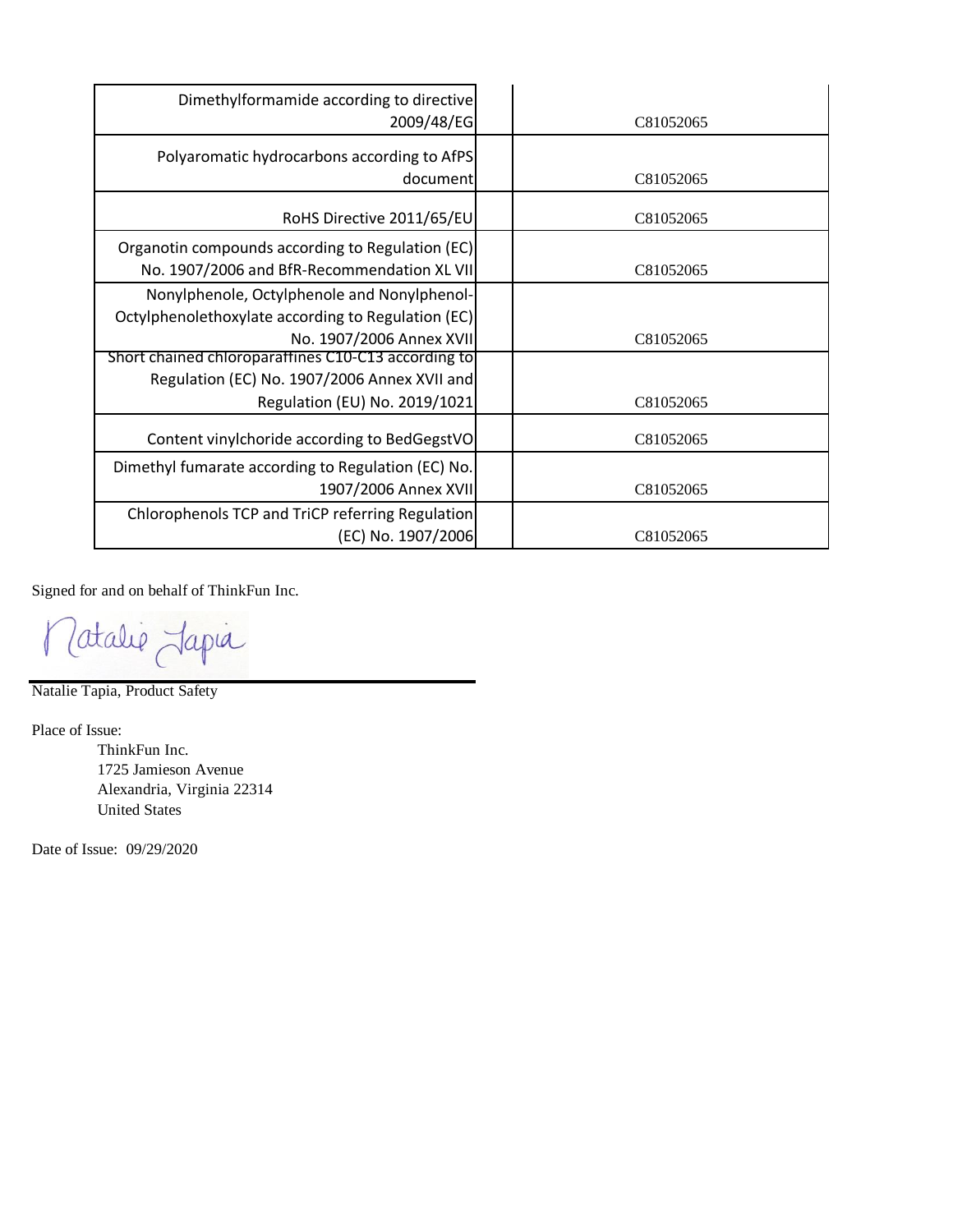| | |
|---|---|
| Dimethylformamide according to directive 2009/48/EG | C81052065 |
| Polyaromatic hydrocarbons according to AfPS document | C81052065 |
| RoHS Directive 2011/65/EU | C81052065 |
| Organotin compounds according to Regulation (EC) No. 1907/2006 and BfR-Recommendation XL VII | C81052065 |
| Nonylphenole, Octylphenole and Nonylphenol-Octylphenolethoxylate according to Regulation (EC) No. 1907/2006 Annex XVII | C81052065 |
| Short chained chloroparaffines C10-C13 according to Regulation (EC) No. 1907/2006 Annex XVII and Regulation (EU) No. 2019/1021 | C81052065 |
| Content vinylchoride according to BedGegstVO | C81052065 |
| Dimethyl fumarate according to Regulation (EC) No. 1907/2006 Annex XVII | C81052065 |
| Chlorophenols TCP and TriCP referring Regulation (EC) No. 1907/2006 | C81052065 |

Signed for and on behalf of ThinkFun Inc.

Natalie Tapia

Natalie Tapia, Product Safety

Place of Issue:

ThinkFun Inc.  
1725 Jamieson Avenue  
Alexandria, Virginia 22314  
United States

Date of Issue: 09/29/2020